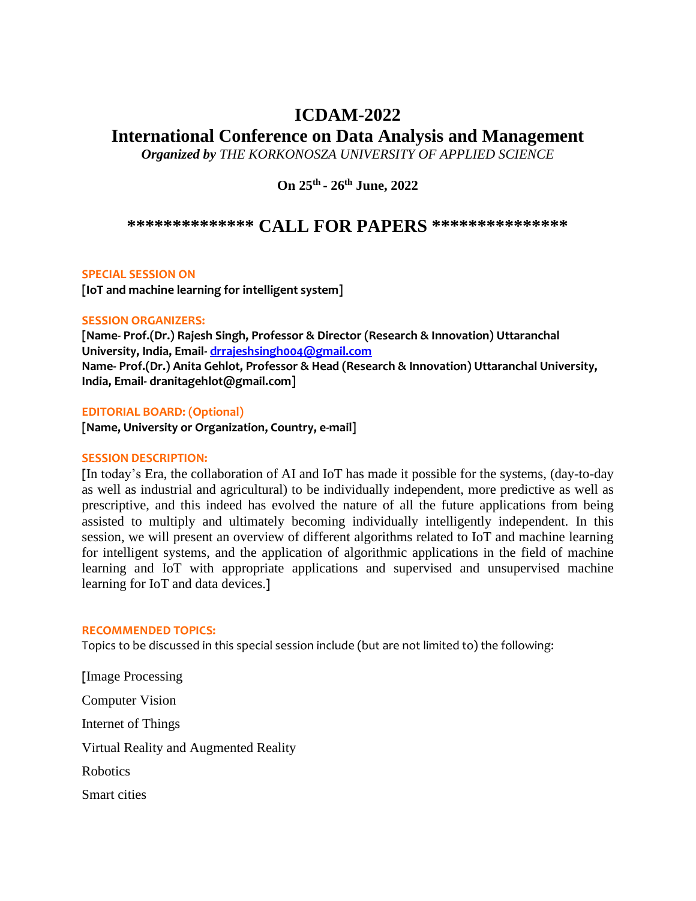# ICDAM-2022

## International Conference on Data Analysis and Management

***Organized by** THE KORKONOSZA UNIVERSITY OF APPLIED SCIENCE*

**On 25th - 26th June, 2022**

## ************** CALL FOR PAPERS ***************

**SPECIAL SESSION ON**

**[IoT and machine learning for intelligent system]**

**SESSION ORGANIZERS:**

**[Name- Prof.(Dr.) Rajesh Singh, Professor & Director (Research & Innovation) Uttaranchal University, India, Email- drrajeshsingh004@gmail.com**
**Name- Prof.(Dr.) Anita Gehlot, Professor & Head (Research & Innovation) Uttaranchal University, India, Email- dranitagehlot@gmail.com]**

**EDITORIAL BOARD: (Optional)**

**[Name, University or Organization, Country, e-mail]**

**SESSION DESCRIPTION:**

[In today's Era, the collaboration of AI and IoT has made it possible for the systems, (day-to-day as well as industrial and agricultural) to be individually independent, more predictive as well as prescriptive, and this indeed has evolved the nature of all the future applications from being assisted to multiply and ultimately becoming individually intelligently independent. In this session, we will present an overview of different algorithms related to IoT and machine learning for intelligent systems, and the application of algorithmic applications in the field of machine learning and IoT with appropriate applications and supervised and unsupervised machine learning for IoT and data devices.]

**RECOMMENDED TOPICS:**

Topics to be discussed in this special session include (but are not limited to) the following:

[Image Processing

Computer Vision

Internet of Things

Virtual Reality and Augmented Reality

Robotics

Smart cities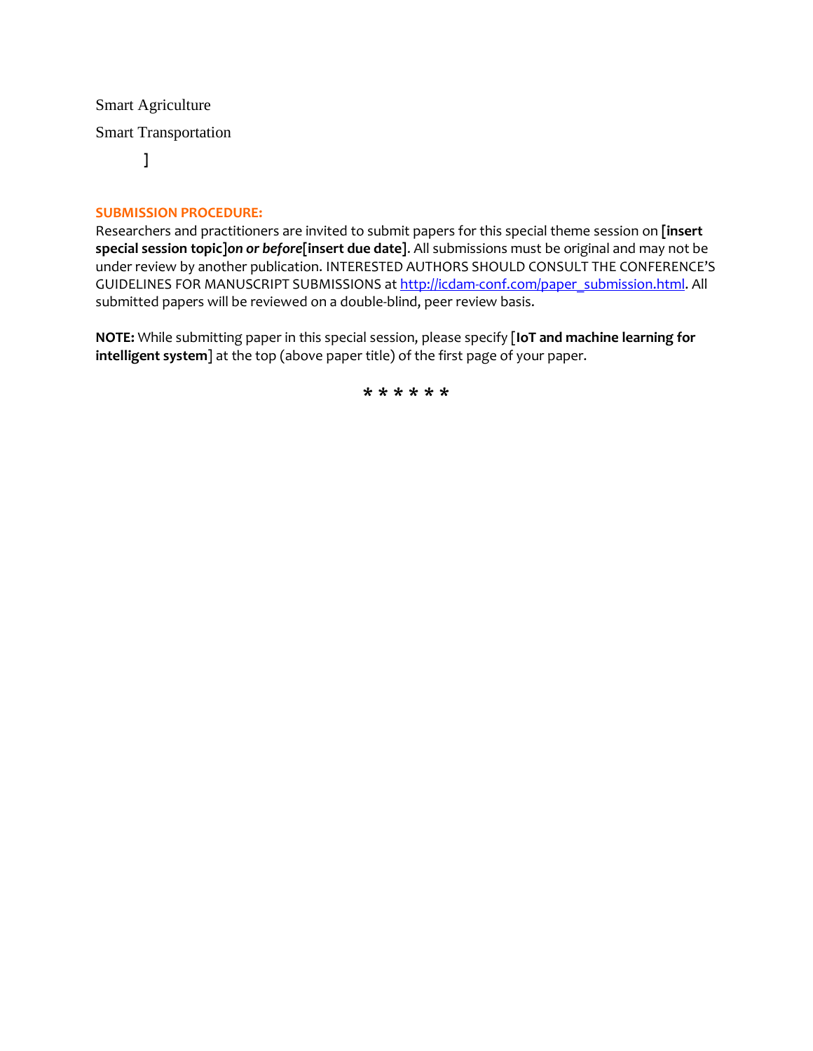Smart Agriculture

Smart Transportation

]

**SUBMISSION PROCEDURE:**

Researchers and practitioners are invited to submit papers for this special theme session on [**insert special session topic**]***on or before***[**insert due date**]. All submissions must be original and may not be under review by another publication. INTERESTED AUTHORS SHOULD CONSULT THE CONFERENCE'S GUIDELINES FOR MANUSCRIPT SUBMISSIONS at http://icdam-conf.com/paper_submission.html. All submitted papers will be reviewed on a double-blind, peer review basis.

**NOTE:** While submitting paper in this special session, please specify [**IoT and machine learning for intelligent system**] at the top (above paper title) of the first page of your paper.

* * * * * *